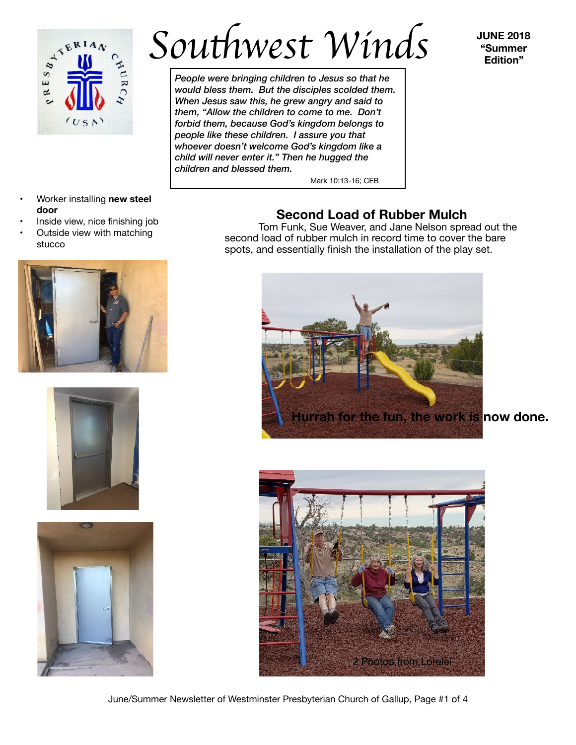# Southwest Winds

**JUNE 2018**
**"Summer Edition"**

> *People were bringing children to Jesus so that he would bless them. But the disciples scolded them. When Jesus saw this, he grew angry and said to them, "Allow the children to come to me. Don't forbid them, because God's kingdom belongs to people like these children. I assure you that whoever doesn't welcome God's kingdom like a child will never enter it." Then he hugged the children and blessed them.*
>
> Mark 10:13-16; CEB

- Worker installing **new steel door**
- Inside view, nice finishing job
- Outside view with matching stucco

## Second Load of Rubber Mulch

Tom Funk, Sue Weaver, and Jane Nelson spread out the second load of rubber mulch in record time to cover the bare spots, and essentially finish the installation of the play set.

**Hurrah for the fun, the work is now done.**

2 Photos from Lorelei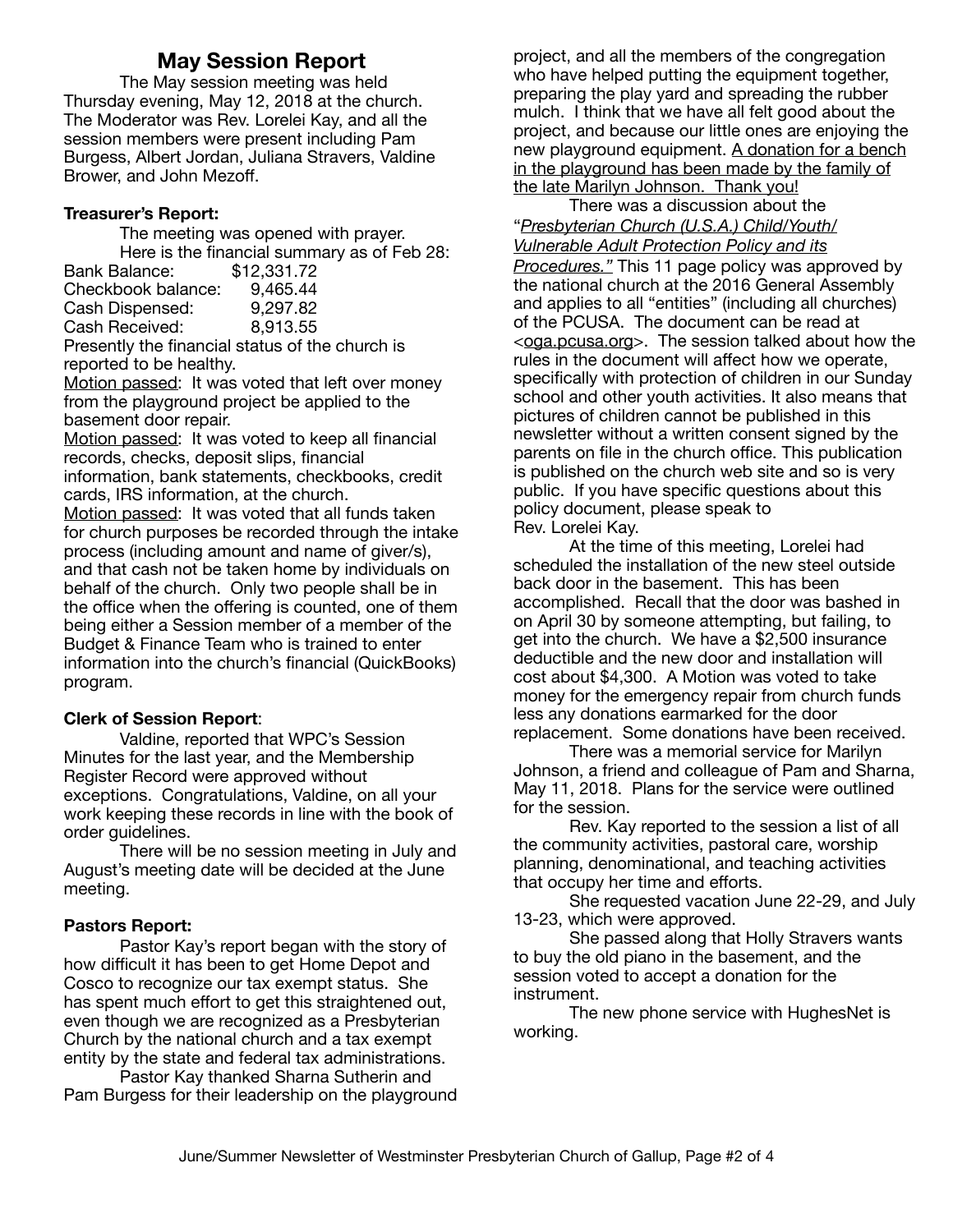## May Session Report

The May session meeting was held Thursday evening, May 12, 2018 at the church. The Moderator was Rev. Lorelei Kay, and all the session members were present including Pam Burgess, Albert Jordan, Juliana Stravers, Valdine Brower, and John Mezoff.

**Treasurer's Report:**

The meeting was opened with prayer.

Here is the financial summary as of Feb 28:

| | |
|---|---|
| Bank Balance: | $12,331.72 |
| Checkbook balance: | 9,465.44 |
| Cash Dispensed: | 9,297.82 |
| Cash Received: | 8,913.55 |

Presently the financial status of the church is reported to be healthy.

Motion passed: It was voted that left over money from the playground project be applied to the basement door repair.

Motion passed: It was voted to keep all financial records, checks, deposit slips, financial information, bank statements, checkbooks, credit cards, IRS information, at the church.

Motion passed: It was voted that all funds taken for church purposes be recorded through the intake process (including amount and name of giver/s), and that cash not be taken home by individuals on behalf of the church. Only two people shall be in the office when the offering is counted, one of them being either a Session member of a member of the Budget & Finance Team who is trained to enter information into the church's financial (QuickBooks) program.

**Clerk of Session Report**:

Valdine, reported that WPC's Session Minutes for the last year, and the Membership Register Record were approved without exceptions. Congratulations, Valdine, on all your work keeping these records in line with the book of order guidelines.

There will be no session meeting in July and August's meeting date will be decided at the June meeting.

**Pastors Report:**

Pastor Kay's report began with the story of how difficult it has been to get Home Depot and Cosco to recognize our tax exempt status. She has spent much effort to get this straightened out, even though we are recognized as a Presbyterian Church by the national church and a tax exempt entity by the state and federal tax administrations.

Pastor Kay thanked Sharna Sutherin and Pam Burgess for their leadership on the playground project, and all the members of the congregation who have helped putting the equipment together, preparing the play yard and spreading the rubber mulch. I think that we have all felt good about the project, and because our little ones are enjoying the new playground equipment. A donation for a bench in the playground has been made by the family of the late Marilyn Johnson. Thank you!

There was a discussion about the "*Presbyterian Church (U.S.A.) Child/Youth/ Vulnerable Adult Protection Policy and its Procedures."* This 11 page policy was approved by the national church at the 2016 General Assembly and applies to all "entities" (including all churches) of the PCUSA. The document can be read at <oga.pcusa.org>. The session talked about how the rules in the document will affect how we operate, specifically with protection of children in our Sunday school and other youth activities. It also means that pictures of children cannot be published in this newsletter without a written consent signed by the parents on file in the church office. This publication is published on the church web site and so is very public. If you have specific questions about this policy document, please speak to Rev. Lorelei Kay.

At the time of this meeting, Lorelei had scheduled the installation of the new steel outside back door in the basement. This has been accomplished. Recall that the door was bashed in on April 30 by someone attempting, but failing, to get into the church. We have a $2,500 insurance deductible and the new door and installation will cost about $4,300. A Motion was voted to take money for the emergency repair from church funds less any donations earmarked for the door replacement. Some donations have been received.

There was a memorial service for Marilyn Johnson, a friend and colleague of Pam and Sharna, May 11, 2018. Plans for the service were outlined for the session.

Rev. Kay reported to the session a list of all the community activities, pastoral care, worship planning, denominational, and teaching activities that occupy her time and efforts.

She requested vacation June 22-29, and July 13-23, which were approved.

She passed along that Holly Stravers wants to buy the old piano in the basement, and the session voted to accept a donation for the instrument.

The new phone service with HughesNet is working.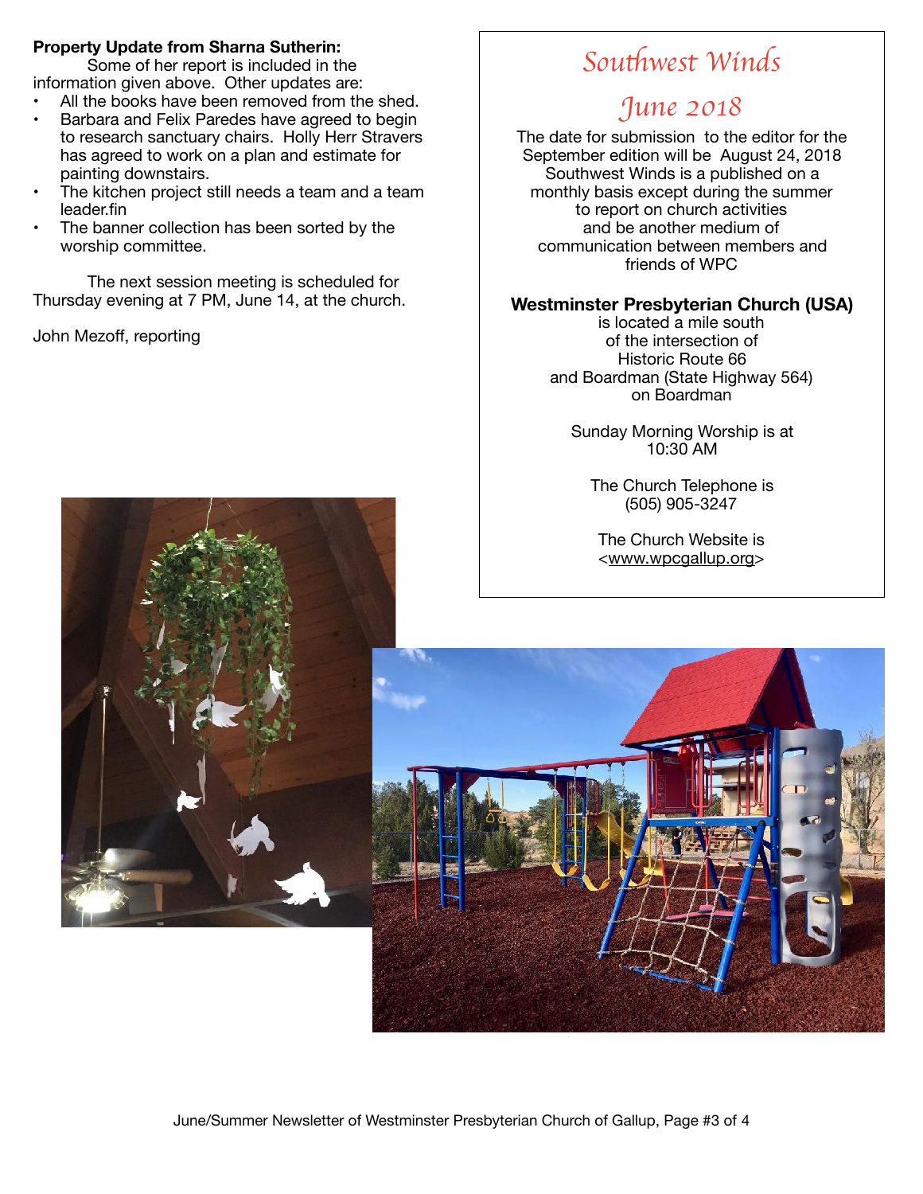**Property Update from Sharna Sutherin:**

Some of her report is included in the information given above. Other updates are:

- All the books have been removed from the shed.
- Barbara and Felix Paredes have agreed to begin to research sanctuary chairs. Holly Herr Stravers has agreed to work on a plan and estimate for painting downstairs.
- The kitchen project still needs a team and a team leader.fin
- The banner collection has been sorted by the worship committee.

The next session meeting is scheduled for Thursday evening at 7 PM, June 14, at the church.

John Mezoff, reporting

# *Southwest Winds*

## *June 2018*

The date for submission to the editor for the September edition will be August 24, 2018
Southwest Winds is a published on a monthly basis except during the summer to report on church activities and be another medium of communication between members and friends of WPC

**Westminster Presbyterian Church (USA)**
is located a mile south of the intersection of Historic Route 66 and Boardman (State Highway 564) on Boardman

Sunday Morning Worship is at 10:30 AM

The Church Telephone is (505) 905-3247

The Church Website is <www.wpcgallup.org>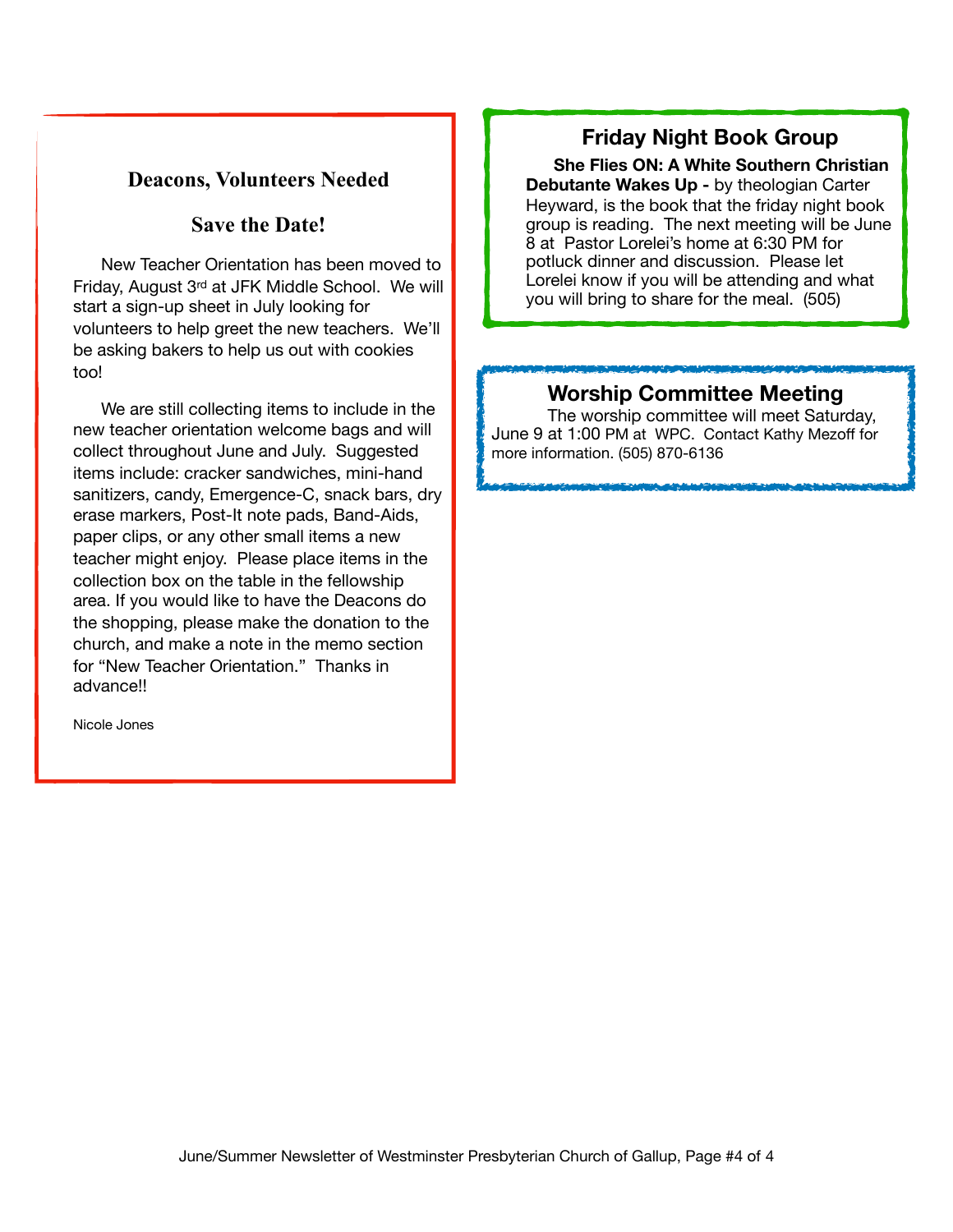## Deacons, Volunteers Needed

## Save the Date!

New Teacher Orientation has been moved to Friday, August 3rd at JFK Middle School. We will start a sign-up sheet in July looking for volunteers to help greet the new teachers. We'll be asking bakers to help us out with cookies too!

We are still collecting items to include in the new teacher orientation welcome bags and will collect throughout June and July. Suggested items include: cracker sandwiches, mini-hand sanitizers, candy, Emergence-C, snack bars, dry erase markers, Post-It note pads, Band-Aids, paper clips, or any other small items a new teacher might enjoy. Please place items in the collection box on the table in the fellowship area. If you would like to have the Deacons do the shopping, please make the donation to the church, and make a note in the memo section for "New Teacher Orientation." Thanks in advance!!

Nicole Jones

## Friday Night Book Group

**She Flies ON: A White Southern Christian Debutante Wakes Up -** by theologian Carter Heyward, is the book that the friday night book group is reading. The next meeting will be June 8 at Pastor Lorelei's home at 6:30 PM for potluck dinner and discussion. Please let Lorelei know if you will be attending and what you will bring to share for the meal. (505)

## Worship Committee Meeting

The worship committee will meet Saturday, June 9 at 1:00 PM at WPC. Contact Kathy Mezoff for more information. (505) 870-6136